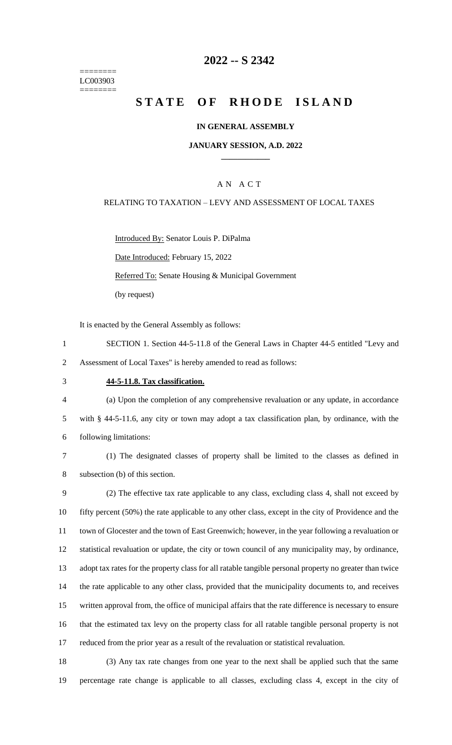========
LC003903
========

# 2022 -- S 2342

# STATE OF RHODE ISLAND

**IN GENERAL ASSEMBLY**

**JANUARY SESSION, A.D. 2022**

____________

A N A C T

RELATING TO TAXATION – LEVY AND ASSESSMENT OF LOCAL TAXES

Introduced By: Senator Louis P. DiPalma

Date Introduced: February 15, 2022

Referred To: Senate Housing & Municipal Government

(by request)

It is enacted by the General Assembly as follows:

SECTION 1. Section 44-5-11.8 of the General Laws in Chapter 44-5 entitled "Levy and Assessment of Local Taxes" is hereby amended to read as follows:

**44-5-11.8. Tax classification.**

(a) Upon the completion of any comprehensive revaluation or any update, in accordance with § 44-5-11.6, any city or town may adopt a tax classification plan, by ordinance, with the following limitations:

(1) The designated classes of property shall be limited to the classes as defined in subsection (b) of this section.

(2) The effective tax rate applicable to any class, excluding class 4, shall not exceed by fifty percent (50%) the rate applicable to any other class, except in the city of Providence and the town of Glocester and the town of East Greenwich; however, in the year following a revaluation or statistical revaluation or update, the city or town council of any municipality may, by ordinance, adopt tax rates for the property class for all ratable tangible personal property no greater than twice the rate applicable to any other class, provided that the municipality documents to, and receives written approval from, the office of municipal affairs that the rate difference is necessary to ensure that the estimated tax levy on the property class for all ratable tangible personal property is not reduced from the prior year as a result of the revaluation or statistical revaluation.

(3) Any tax rate changes from one year to the next shall be applied such that the same percentage rate change is applicable to all classes, excluding class 4, except in the city of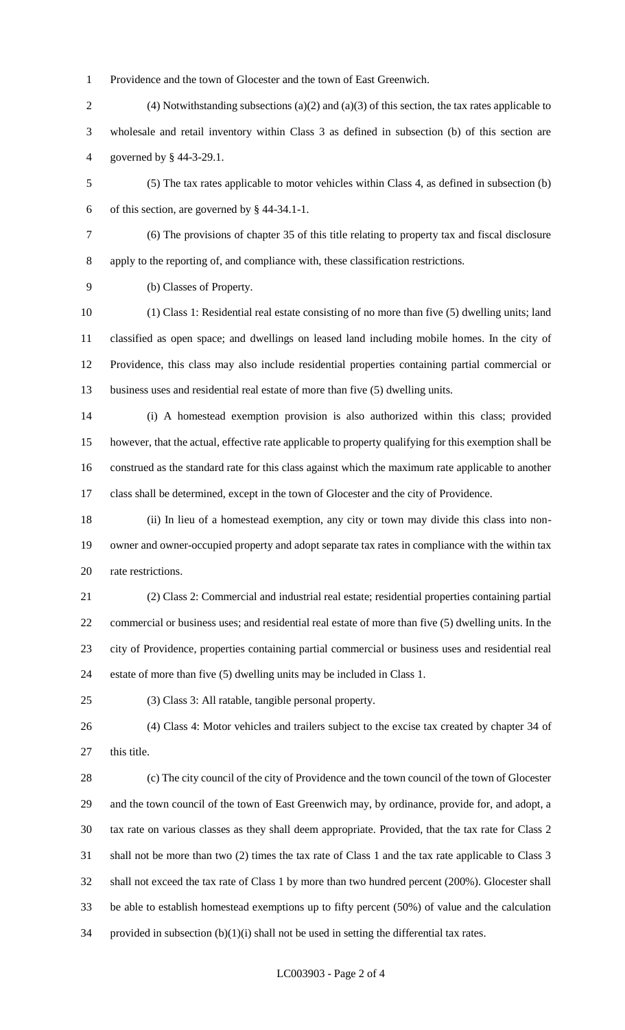Providence and the town of Glocester and the town of East Greenwich.

(4) Notwithstanding subsections (a)(2) and (a)(3) of this section, the tax rates applicable to wholesale and retail inventory within Class 3 as defined in subsection (b) of this section are governed by § 44-3-29.1.

(5) The tax rates applicable to motor vehicles within Class 4, as defined in subsection (b) of this section, are governed by § 44-34.1-1.

(6) The provisions of chapter 35 of this title relating to property tax and fiscal disclosure apply to the reporting of, and compliance with, these classification restrictions.

(b) Classes of Property.

(1) Class 1: Residential real estate consisting of no more than five (5) dwelling units; land classified as open space; and dwellings on leased land including mobile homes. In the city of Providence, this class may also include residential properties containing partial commercial or business uses and residential real estate of more than five (5) dwelling units.

(i) A homestead exemption provision is also authorized within this class; provided however, that the actual, effective rate applicable to property qualifying for this exemption shall be construed as the standard rate for this class against which the maximum rate applicable to another class shall be determined, except in the town of Glocester and the city of Providence.

(ii) In lieu of a homestead exemption, any city or town may divide this class into non-owner and owner-occupied property and adopt separate tax rates in compliance with the within tax rate restrictions.

(2) Class 2: Commercial and industrial real estate; residential properties containing partial commercial or business uses; and residential real estate of more than five (5) dwelling units. In the city of Providence, properties containing partial commercial or business uses and residential real estate of more than five (5) dwelling units may be included in Class 1.

(3) Class 3: All ratable, tangible personal property.

(4) Class 4: Motor vehicles and trailers subject to the excise tax created by chapter 34 of this title.

(c) The city council of the city of Providence and the town council of the town of Glocester and the town council of the town of East Greenwich may, by ordinance, provide for, and adopt, a tax rate on various classes as they shall deem appropriate. Provided, that the tax rate for Class 2 shall not be more than two (2) times the tax rate of Class 1 and the tax rate applicable to Class 3 shall not exceed the tax rate of Class 1 by more than two hundred percent (200%). Glocester shall be able to establish homestead exemptions up to fifty percent (50%) of value and the calculation provided in subsection (b)(1)(i) shall not be used in setting the differential tax rates.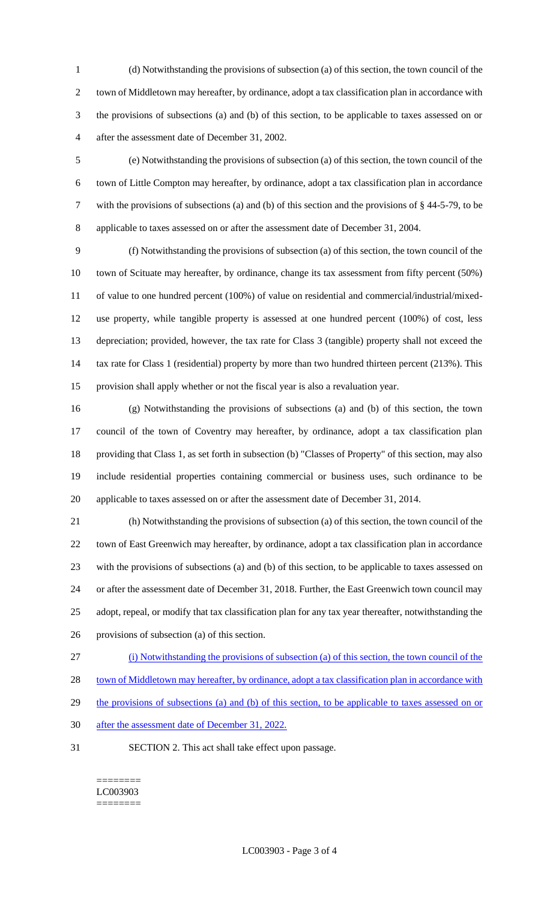(d) Notwithstanding the provisions of subsection (a) of this section, the town council of the town of Middletown may hereafter, by ordinance, adopt a tax classification plan in accordance with the provisions of subsections (a) and (b) of this section, to be applicable to taxes assessed on or after the assessment date of December 31, 2002.

(e) Notwithstanding the provisions of subsection (a) of this section, the town council of the town of Little Compton may hereafter, by ordinance, adopt a tax classification plan in accordance with the provisions of subsections (a) and (b) of this section and the provisions of § 44-5-79, to be applicable to taxes assessed on or after the assessment date of December 31, 2004.

(f) Notwithstanding the provisions of subsection (a) of this section, the town council of the town of Scituate may hereafter, by ordinance, change its tax assessment from fifty percent (50%) of value to one hundred percent (100%) of value on residential and commercial/industrial/mixed-use property, while tangible property is assessed at one hundred percent (100%) of cost, less depreciation; provided, however, the tax rate for Class 3 (tangible) property shall not exceed the tax rate for Class 1 (residential) property by more than two hundred thirteen percent (213%). This provision shall apply whether or not the fiscal year is also a revaluation year.

(g) Notwithstanding the provisions of subsections (a) and (b) of this section, the town council of the town of Coventry may hereafter, by ordinance, adopt a tax classification plan providing that Class 1, as set forth in subsection (b) "Classes of Property" of this section, may also include residential properties containing commercial or business uses, such ordinance to be applicable to taxes assessed on or after the assessment date of December 31, 2014.

(h) Notwithstanding the provisions of subsection (a) of this section, the town council of the town of East Greenwich may hereafter, by ordinance, adopt a tax classification plan in accordance with the provisions of subsections (a) and (b) of this section, to be applicable to taxes assessed on or after the assessment date of December 31, 2018. Further, the East Greenwich town council may adopt, repeal, or modify that tax classification plan for any tax year thereafter, notwithstanding the provisions of subsection (a) of this section.

(i) Notwithstanding the provisions of subsection (a) of this section, the town council of the town of Middletown may hereafter, by ordinance, adopt a tax classification plan in accordance with the provisions of subsections (a) and (b) of this section, to be applicable to taxes assessed on or after the assessment date of December 31, 2022.

SECTION 2. This act shall take effect upon passage.

========
LC003903
========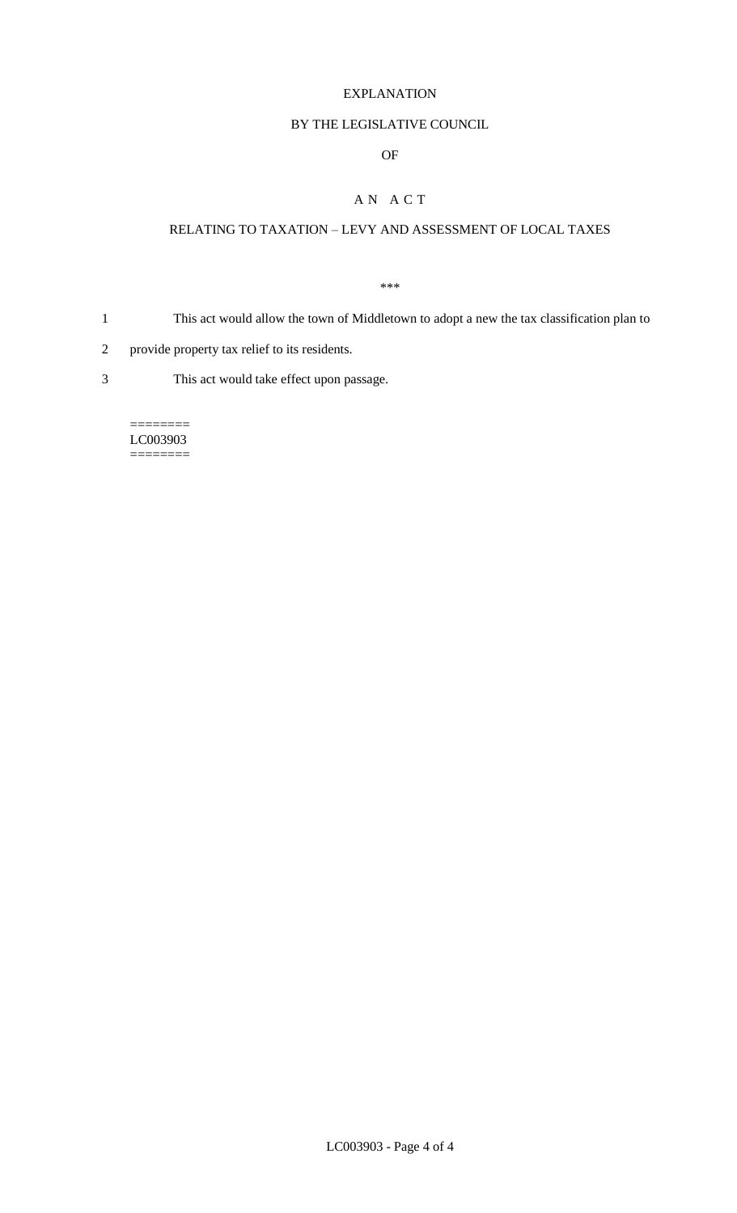EXPLANATION

BY THE LEGISLATIVE COUNCIL

OF

A N A C T

RELATING TO TAXATION – LEVY AND ASSESSMENT OF LOCAL TAXES

\*\*\*

1 This act would allow the town of Middletown to adopt a new the tax classification plan to

2 provide property tax relief to its residents.

3 This act would take effect upon passage.

========
LC003903
========